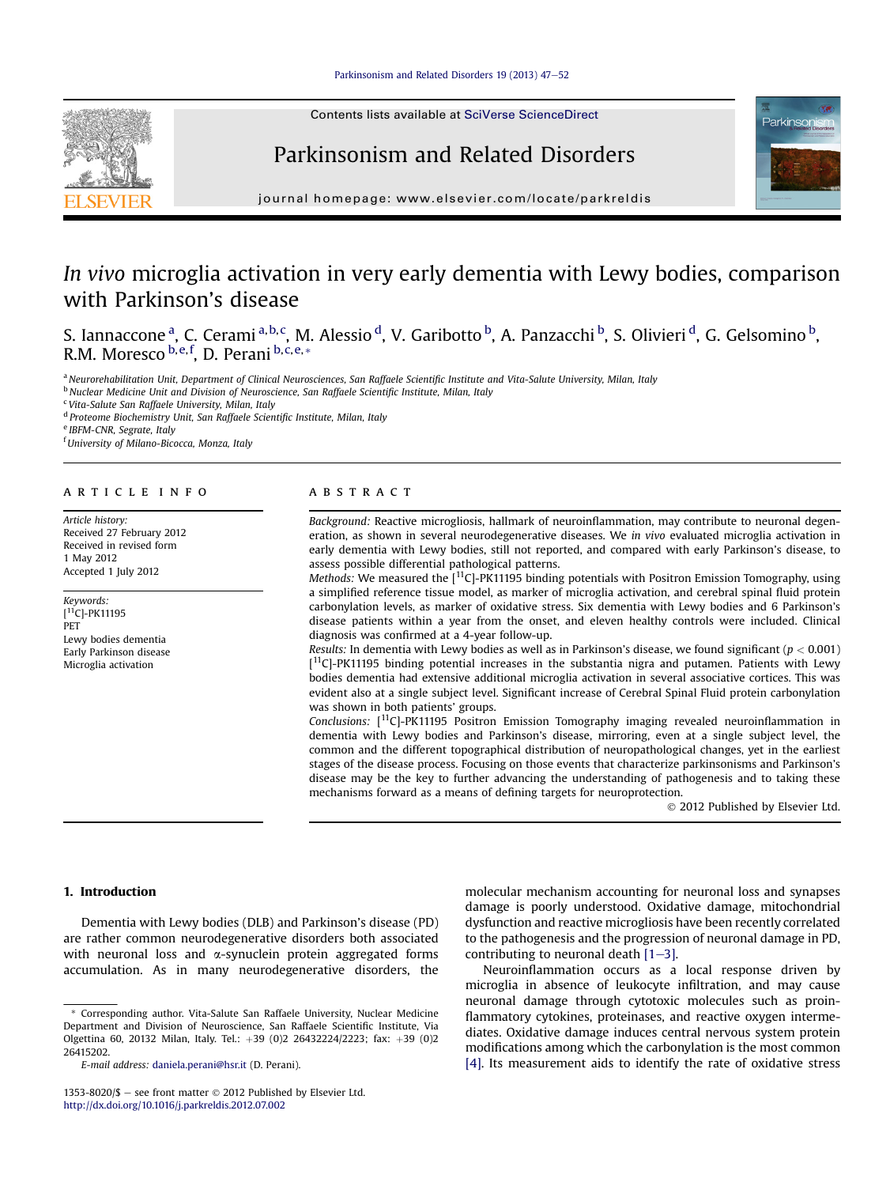# *In vivo* microglia activation in very early dementia with Lewy bodies, comparison with Parkinson's disease

S. Iannaccone [a], C. Cerami [a,b,c], M. Alessio [d], V. Garibotto [b], A. Panzacchi [b], S. Olivieri [d], G. Gelsomino [b], R.M. Moresco [b,e,f], D. Perani [b,c,e,*]

[a] *Neurorehabilitation Unit, Department of Clinical Neurosciences, San Raffaele Scientific Institute and Vita-Salute University, Milan, Italy*
[b] *Nuclear Medicine Unit and Division of Neuroscience, San Raffaele Scientific Institute, Milan, Italy*
[c] *Vita-Salute San Raffaele University, Milan, Italy*
[d] *Proteome Biochemistry Unit, San Raffaele Scientific Institute, Milan, Italy*
[e] *IBFM-CNR, Segrate, Italy*
[f] *University of Milano-Bicocca, Monza, Italy*

## ARTICLE INFO

*Article history:*
Received 27 February 2012
Received in revised form
1 May 2012
Accepted 1 July 2012

*Keywords:*
[$^{11}$C]-PK11195
PET
Lewy bodies dementia
Early Parkinson disease
Microglia activation

## ABSTRACT

*Background:* Reactive microgliosis, hallmark of neuroinflammation, may contribute to neuronal degeneration, as shown in several neurodegenerative diseases. We *in vivo* evaluated microglia activation in early dementia with Lewy bodies, still not reported, and compared with early Parkinson's disease, to assess possible differential pathological patterns.

*Methods:* We measured the [$^{11}$C]-PK11195 binding potentials with Positron Emission Tomography, using a simplified reference tissue model, as marker of microglia activation, and cerebral spinal fluid protein carbonylation levels, as marker of oxidative stress. Six dementia with Lewy bodies and 6 Parkinson's disease patients within a year from the onset, and eleven healthy controls were included. Clinical diagnosis was confirmed at a 4-year follow-up.

*Results:* In dementia with Lewy bodies as well as in Parkinson's disease, we found significant ($p < 0.001$) [$^{11}$C]-PK11195 binding potential increases in the substantia nigra and putamen. Patients with Lewy bodies dementia had extensive additional microglia activation in several associative cortices. This was evident also at a single subject level. Significant increase of Cerebral Spinal Fluid protein carbonylation was shown in both patients' groups.

*Conclusions:* [$^{11}$C]-PK11195 Positron Emission Tomography imaging revealed neuroinflammation in dementia with Lewy bodies and Parkinson's disease, mirroring, even at a single subject level, the common and the different topographical distribution of neuropathological changes, yet in the earliest stages of the disease process. Focusing on those events that characterize parkinsonisms and Parkinson's disease may be the key to further advancing the understanding of pathogenesis and to taking these mechanisms forward as a means of defining targets for neuroprotection.

© 2012 Published by Elsevier Ltd.

## 1. Introduction

Dementia with Lewy bodies (DLB) and Parkinson's disease (PD) are rather common neurodegenerative disorders both associated with neuronal loss and α-synuclein protein aggregated forms accumulation. As in many neurodegenerative disorders, the molecular mechanism accounting for neuronal loss and synapses damage is poorly understood. Oxidative damage, mitochondrial dysfunction and reactive microgliosis have been recently correlated to the pathogenesis and the progression of neuronal damage in PD, contributing to neuronal death [1–3].

Neuroinflammation occurs as a local response driven by microglia in absence of leukocyte infiltration, and may cause neuronal damage through cytotoxic molecules such as proinflammatory cytokines, proteinases, and reactive oxygen intermediates. Oxidative damage induces central nervous system protein modifications among which the carbonylation is the most common [4]. Its measurement aids to identify the rate of oxidative stress

\* Corresponding author. Vita-Salute San Raffaele University, Nuclear Medicine Department and Division of Neuroscience, San Raffaele Scientific Institute, Via Olgettina 60, 20132 Milan, Italy. Tel.: +39 (0)2 26432224/2223; fax: +39 (0)2 26415202.

*E-mail address:* daniela.perani@hsr.it (D. Perani).

1353-8020/$ – see front matter © 2012 Published by Elsevier Ltd.
http://dx.doi.org/10.1016/j.parkreldis.2012.07.002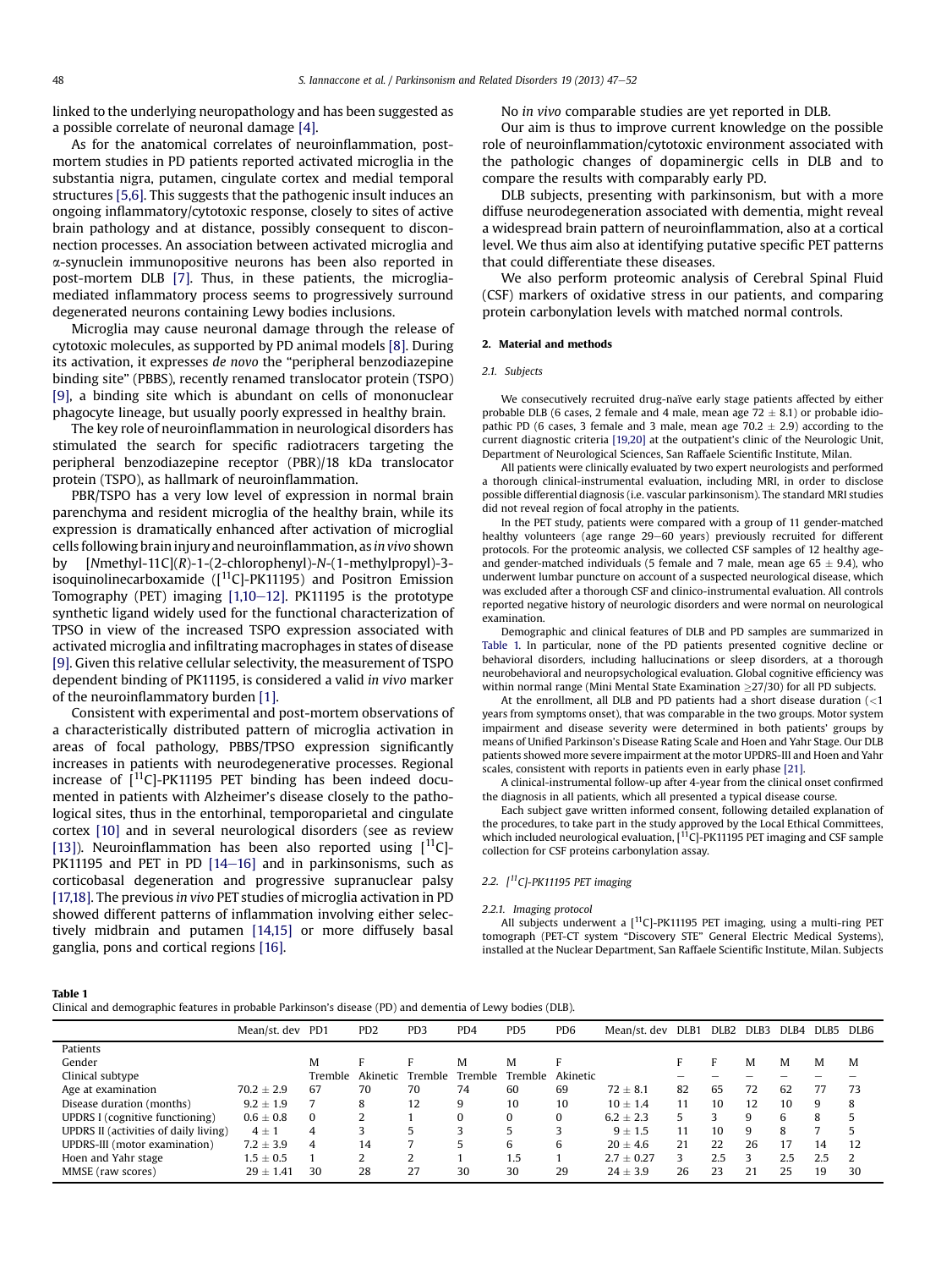linked to the underlying neuropathology and has been suggested as a possible correlate of neuronal damage [4].

As for the anatomical correlates of neuroinflammation, post-mortem studies in PD patients reported activated microglia in the substantia nigra, putamen, cingulate cortex and medial temporal structures [5,6]. This suggests that the pathogenic insult induces an ongoing inflammatory/cytotoxic response, closely to sites of active brain pathology and at distance, possibly consequent to disconnection processes. An association between activated microglia and α-synuclein immunopositive neurons has been also reported in post-mortem DLB [7]. Thus, in these patients, the microglia-mediated inflammatory process seems to progressively surround degenerated neurons containing Lewy bodies inclusions.

Microglia may cause neuronal damage through the release of cytotoxic molecules, as supported by PD animal models [8]. During its activation, it expresses *de novo* the "peripheral benzodiazepine binding site" (PBBS), recently renamed translocator protein (TSPO) [9], a binding site which is abundant on cells of mononuclear phagocyte lineage, but usually poorly expressed in healthy brain.

The key role of neuroinflammation in neurological disorders has stimulated the search for specific radiotracers targeting the peripheral benzodiazepine receptor (PBR)/18 kDa translocator protein (TSPO), as hallmark of neuroinflammation.

PBR/TSPO has a very low level of expression in normal brain parenchyma and resident microglia of the healthy brain, while its expression is dramatically enhanced after activation of microglial cells following brain injury and neuroinflammation, as *in vivo* shown by [*N*methyl-11C](*R*)-1-(2-chlorophenyl)-*N*-(1-methylpropyl)-3-isoquinolinecarboxamide ([$^{11}$C]-PK11195) and Positron Emission Tomography (PET) imaging [1,10–12]. PK11195 is the prototype synthetic ligand widely used for the functional characterization of TPSO in view of the increased TSPO expression associated with activated microglia and infiltrating macrophages in states of disease [9]. Given this relative cellular selectivity, the measurement of TSPO dependent binding of PK11195, is considered a valid *in vivo* marker of the neuroinflammatory burden [1].

Consistent with experimental and post-mortem observations of a characteristically distributed pattern of microglia activation in areas of focal pathology, PBBS/TPSO expression significantly increases in patients with neurodegenerative processes. Regional increase of [$^{11}$C]-PK11195 PET binding has been indeed documented in patients with Alzheimer's disease closely to the pathological sites, thus in the entorhinal, temporoparietal and cingulate cortex [10] and in several neurological disorders (see as review [13]). Neuroinflammation has been also reported using [$^{11}$C]-PK11195 and PET in PD [14–16] and in parkinsonisms, such as corticobasal degeneration and progressive supranuclear palsy [17,18]. The previous *in vivo* PET studies of microglia activation in PD showed different patterns of inflammation involving either selectively midbrain and putamen [14,15] or more diffusely basal ganglia, pons and cortical regions [16].

No *in vivo* comparable studies are yet reported in DLB.

Our aim is thus to improve current knowledge on the possible role of neuroinflammation/cytotoxic environment associated with the pathologic changes of dopaminergic cells in DLB and to compare the results with comparably early PD.

DLB subjects, presenting with parkinsonism, but with a more diffuse neurodegeneration associated with dementia, might reveal a widespread brain pattern of neuroinflammation, also at a cortical level. We thus aim also at identifying putative specific PET patterns that could differentiate these diseases.

We also perform proteomic analysis of Cerebral Spinal Fluid (CSF) markers of oxidative stress in our patients, and comparing protein carbonylation levels with matched normal controls.

## 2. Material and methods

### 2.1. Subjects

We consecutively recruited drug-naïve early stage patients affected by either probable DLB (6 cases, 2 female and 4 male, mean age 72 ± 8.1) or probable idiopathic PD (6 cases, 3 female and 3 male, mean age 70.2 ± 2.9) according to the current diagnostic criteria [19,20] at the outpatient's clinic of the Neurologic Unit, Department of Neurological Sciences, San Raffaele Scientific Institute, Milan.

All patients were clinically evaluated by two expert neurologists and performed a thorough clinical-instrumental evaluation, including MRI, in order to disclose possible differential diagnosis (i.e. vascular parkinsonism). The standard MRI studies did not reveal region of focal atrophy in the patients.

In the PET study, patients were compared with a group of 11 gender-matched healthy volunteers (age range 29–60 years) previously recruited for different protocols. For the proteomic analysis, we collected CSF samples of 12 healthy age- and gender-matched individuals (5 female and 7 male, mean age 65 ± 9.4), who underwent lumbar puncture on account of a suspected neurological disease, which was excluded after a thorough CSF and clinico-instrumental evaluation. All controls reported negative history of neurologic disorders and were normal on neurological examination.

Demographic and clinical features of DLB and PD samples are summarized in Table 1. In particular, none of the PD patients presented cognitive decline or behavioral disorders, including hallucinations or sleep disorders, at a thorough neurobehavioral and neuropsychological evaluation. Global cognitive efficiency was within normal range (Mini Mental State Examination ≥27/30) for all PD subjects.

At the enrollment, all DLB and PD patients had a short disease duration (<1 years from symptoms onset), that was comparable in the two groups. Motor system impairment and disease severity were determined in both patients' groups by means of Unified Parkinson's Disease Rating Scale and Hoen and Yahr Stage. Our DLB patients showed more severe impairment at the motor UPDRS-III and Hoen and Yahr scales, consistent with reports in patients even in early phase [21].

A clinical-instrumental follow-up after 4-year from the clinical onset confirmed the diagnosis in all patients, which all presented a typical disease course.

Each subject gave written informed consent, following detailed explanation of the procedures, to take part in the study approved by the Local Ethical Committees, which included neurological evaluation, [$^{11}$C]-PK11195 PET imaging and CSF sample collection for CSF proteins carbonylation assay.

### 2.2. [$^{11}$C]-PK11195 PET imaging

#### 2.2.1. Imaging protocol

All subjects underwent a [$^{11}$C]-PK11195 PET imaging, using a multi-ring PET tomograph (PET-CT system "Discovery STE" General Electric Medical Systems), installed at the Nuclear Department, San Raffaele Scientific Institute, Milan. Subjects

**Table 1**
Clinical and demographic features in probable Parkinson's disease (PD) and dementia of Lewy bodies (DLB).

| | Mean/st. dev | PD1 | PD2 | PD3 | PD4 | PD5 | PD6 | Mean/st. dev | DLB1 | DLB2 | DLB3 | DLB4 | DLB5 | DLB6 |
|---|---|---|---|---|---|---|---|---|---|---|---|---|---|---|
| Patients | | | | | | | | | | | | | | |
| Gender | | M | F | F | M | M | F | | F | F | M | M | M | M |
| Clinical subtype | | Tremble | Akinetic | Tremble | Tremble | Tremble | Akinetic | | – | – | – | – | – | – |
| Age at examination | 70.2 ± 2.9 | 67 | 70 | 70 | 74 | 60 | 69 | 72 ± 8.1 | 82 | 65 | 72 | 62 | 77 | 73 |
| Disease duration (months) | 9.2 ± 1.9 | 7 | 8 | 12 | 9 | 10 | 10 | 10 ± 1.4 | 11 | 10 | 12 | 10 | 9 | 8 |
| UPDRS I (cognitive functioning) | 0.6 ± 0.8 | 0 | 2 | 1 | 0 | 0 | 0 | 6.2 ± 2.3 | 5 | 3 | 9 | 6 | 8 | 5 |
| UPDRS II (activities of daily living) | 4 ± 1 | 4 | 3 | 5 | 3 | 5 | 3 | 9 ± 1.5 | 11 | 10 | 9 | 8 | 7 | 5 |
| UPDRS-III (motor examination) | 7.2 ± 3.9 | 4 | 14 | 7 | 5 | 6 | 6 | 20 ± 4.6 | 21 | 22 | 26 | 17 | 14 | 12 |
| Hoen and Yahr stage | 1.5 ± 0.5 | 1 | 2 | 2 | 1 | 1.5 | 1 | 2.7 ± 0.27 | 3 | 2.5 | 3 | 2.5 | 2.5 | 2 |
| MMSE (raw scores) | 29 ± 1.41 | 30 | 28 | 27 | 30 | 30 | 29 | 24 ± 3.9 | 26 | 23 | 21 | 25 | 19 | 30 |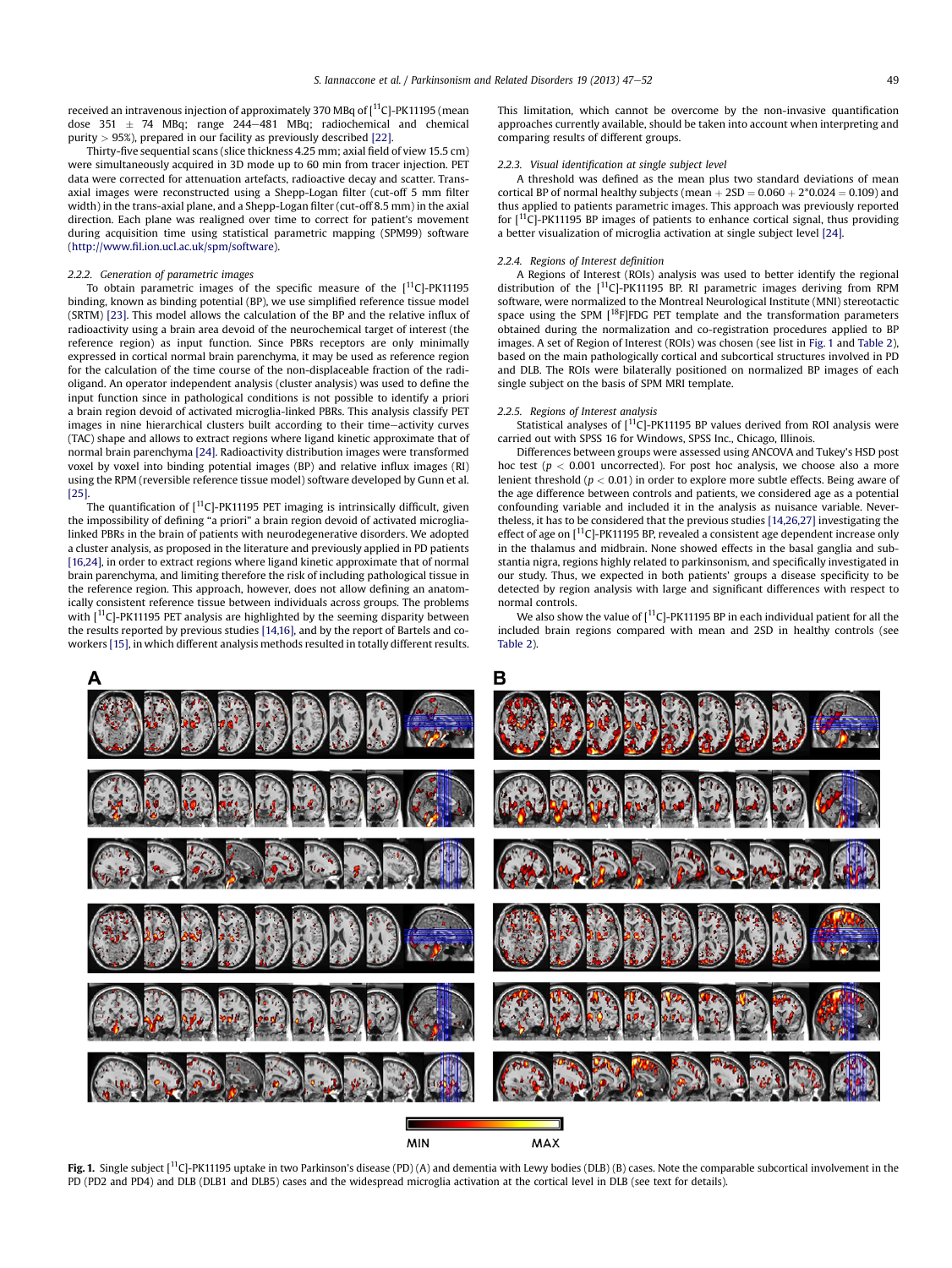received an intravenous injection of approximately 370 MBq of [$^{11}$C]-PK11195 (mean dose 351 ± 74 MBq; range 244–481 MBq; radiochemical and chemical purity > 95%), prepared in our facility as previously described [22].

Thirty-five sequential scans (slice thickness 4.25 mm; axial field of view 15.5 cm) were simultaneously acquired in 3D mode up to 60 min from tracer injection. PET data were corrected for attenuation artefacts, radioactive decay and scatter. Trans-axial images were reconstructed using a Shepp-Logan filter (cut-off 5 mm filter width) in the trans-axial plane, and a Shepp-Logan filter (cut-off 8.5 mm) in the axial direction. Each plane was realigned over time to correct for patient's movement during acquisition time using statistical parametric mapping (SPM99) software (http://www.fil.ion.ucl.ac.uk/spm/software).

#### 2.2.2. Generation of parametric images

To obtain parametric images of the specific measure of the [$^{11}$C]-PK11195 binding, known as binding potential (BP), we use simplified reference tissue model (SRTM) [23]. This model allows the calculation of the BP and the relative influx of radioactivity using a brain area devoid of the neurochemical target of interest (the reference region) as input function. Since PBRs receptors are only minimally expressed in cortical normal brain parenchyma, it may be used as reference region for the calculation of the time course of the non-displaceable fraction of the radioligand. An operator independent analysis (cluster analysis) was used to define the input function since in pathological conditions is not possible to identify a priori a brain region devoid of activated microglia-linked PBRs. This analysis classify PET images in nine hierarchical clusters built according to their time–activity curves (TAC) shape and allows to extract regions where ligand kinetic approximate that of normal brain parenchyma [24]. Radioactivity distribution images were transformed voxel by voxel into binding potential images (BP) and relative influx images (RI) using the RPM (reversible reference tissue model) software developed by Gunn et al. [25].

The quantification of [$^{11}$C]-PK11195 PET imaging is intrinsically difficult, given the impossibility of defining "a priori" a brain region devoid of activated microglia-linked PBRs in the brain of patients with neurodegenerative disorders. We adopted a cluster analysis, as proposed in the literature and previously applied in PD patients [16,24], in order to extract regions where ligand kinetic approximate that of normal brain parenchyma, and limiting therefore the risk of including pathological tissue in the reference region. This approach, however, does not allow defining an anatomically consistent reference tissue between individuals across groups. The problems with [$^{11}$C]-PK11195 PET analysis are highlighted by the seeming disparity between the results reported by previous studies [14,16], and by the report of Bartels and coworkers [15], in which different analysis methods resulted in totally different results. This limitation, which cannot be overcome by the non-invasive quantification approaches currently available, should be taken into account when interpreting and comparing results of different groups.

#### 2.2.3. Visual identification at single subject level

A threshold was defined as the mean plus two standard deviations of mean cortical BP of normal healthy subjects (mean + 2SD = 0.060 + 2*0.024 = 0.109) and thus applied to patients parametric images. This approach was previously reported for [$^{11}$C]-PK11195 BP images of patients to enhance cortical signal, thus providing a better visualization of microglia activation at single subject level [24].

#### 2.2.4. Regions of Interest definition

A Regions of Interest (ROIs) analysis was used to better identify the regional distribution of the [$^{11}$C]-PK11195 BP. RI parametric images deriving from RPM software, were normalized to the Montreal Neurological Institute (MNI) stereotactic space using the SPM [$^{18}$F]FDG PET template and the transformation parameters obtained during the normalization and co-registration procedures applied to BP images. A set of Region of Interest (ROIs) was chosen (see list in Fig. 1 and Table 2), based on the main pathologically cortical and subcortical structures involved in PD and DLB. The ROIs were bilaterally positioned on normalized BP images of each single subject on the basis of SPM MRI template.

#### 2.2.5. Regions of Interest analysis

Statistical analyses of [$^{11}$C]-PK11195 BP values derived from ROI analysis were carried out with SPSS 16 for Windows, SPSS Inc., Chicago, Illinois.

Differences between groups were assessed using ANCOVA and Tukey's HSD post hoc test ($p < 0.001$ uncorrected). For post hoc analysis, we choose also a more lenient threshold ($p < 0.01$) in order to explore more subtle effects. Being aware of the age difference between controls and patients, we considered age as a potential confounding variable and included it in the analysis as nuisance variable. Nevertheless, it has to be considered that the previous studies [14,26,27] investigating the effect of age on [$^{11}$C]-PK11195 BP, revealed a consistent age dependent increase only in the thalamus and midbrain. None showed effects in the basal ganglia and substantia nigra, regions highly related to parkinsonism, and specifically investigated in our study. Thus, we expected in both patients' groups a disease specificity to be detected by region analysis with large and significant differences with respect to normal controls.

We also show the value of [$^{11}$C]-PK11195 BP in each individual patient for all the included brain regions compared with mean and 2SD in healthy controls (see Table 2).

**Fig. 1.** Single subject [$^{11}$C]-PK11195 uptake in two Parkinson's disease (PD) (A) and dementia with Lewy bodies (DLB) (B) cases. Note the comparable subcortical involvement in the PD (PD2 and PD4) and DLB (DLB1 and DLB5) cases and the widespread microglia activation at the cortical level in DLB (see text for details).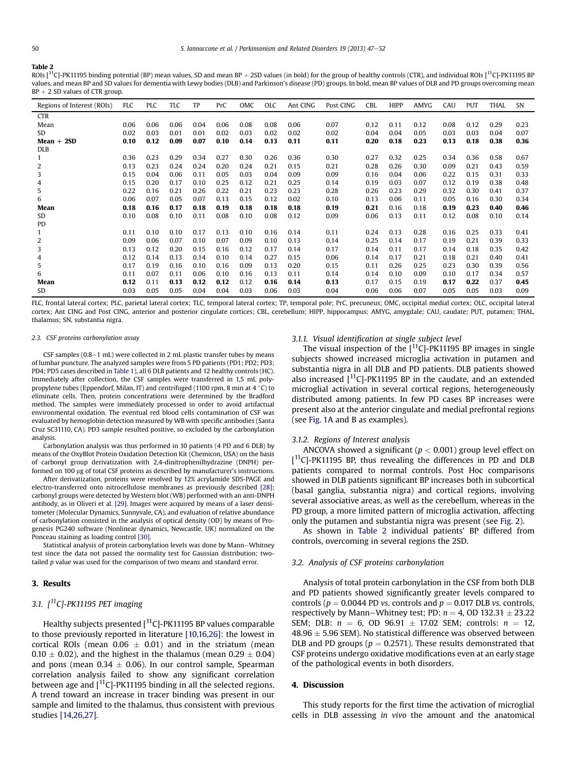**Table 2**
ROIs [$^{11}$C]-PK11195 binding potential (BP) mean values, SD and mean BP + 2SD values (in bold) for the group of healthy controls (CTR), and individual ROIs [$^{11}$C]-PK11195 BP values, and mean BP and SD values for dementia with Lewy bodies (DLB) and Parkinson's disease (PD) groups. In bold, mean BP values of DLB and PD groups overcoming mean BP + 2 SD values of CTR group.

| Regions of Interest (ROIs) | FLC | PLC | TLC | TP | PrC | OMC | OLC | Ant CING | Post CING | CBL | HIPP | AMYG | CAU | PUT | THAL | SN |
|---|---|---|---|---|---|---|---|---|---|---|---|---|---|---|---|---|
| CTR | | | | | | | | | | | | | | | | |
| Mean | 0.06 | 0.06 | 0.06 | 0.04 | 0.06 | 0.08 | 0.08 | 0.06 | 0.07 | 0.12 | 0.11 | 0.12 | 0.08 | 0.12 | 0.29 | 0.23 |
| SD | 0.02 | 0.03 | 0.01 | 0.01 | 0.02 | 0.03 | 0.02 | 0.02 | 0.02 | 0.04 | 0.04 | 0.05 | 0.03 | 0.03 | 0.04 | 0.07 |
| **Mean + 2SD** | **0.10** | **0.12** | **0.09** | **0.07** | **0.10** | **0.14** | **0.13** | **0.11** | **0.11** | **0.20** | **0.18** | **0.23** | **0.13** | **0.18** | **0.38** | **0.36** |
| DLB | | | | | | | | | | | | | | | | |
| 1 | 0.36 | 0.23 | 0.29 | 0.34 | 0.27 | 0.30 | 0.26 | 0.36 | 0.30 | 0.27 | 0.32 | 0.25 | 0.34 | 0.36 | 0.58 | 0.67 |
| 2 | 0.13 | 0.23 | 0.24 | 0.24 | 0.20 | 0.24 | 0.21 | 0.15 | 0.21 | 0.28 | 0.26 | 0.30 | 0.09 | 0.21 | 0.43 | 0.59 |
| 3 | 0.15 | 0.04 | 0.06 | 0.11 | 0.05 | 0.03 | 0.04 | 0.09 | 0.09 | 0.16 | 0.04 | 0.06 | 0.22 | 0.15 | 0.31 | 0.33 |
| 4 | 0.15 | 0.20 | 0.17 | 0.10 | 0.25 | 0.12 | 0.21 | 0.25 | 0.14 | 0.19 | 0.03 | 0.07 | 0.12 | 0.19 | 0.38 | 0.48 |
| 5 | 0.22 | 0.16 | 0.21 | 0.26 | 0.22 | 0.21 | 0.23 | 0.23 | 0.28 | 0.26 | 0.23 | 0.29 | 0.32 | 0.30 | 0.41 | 0.37 |
| 6 | 0.06 | 0.07 | 0.05 | 0.07 | 0.13 | 0.15 | 0.12 | 0.02 | 0.10 | 0.13 | 0.06 | 0.11 | 0.05 | 0.16 | 0.30 | 0.34 |
| **Mean** | **0.18** | **0.16** | **0.17** | **0.18** | **0.19** | **0.18** | **0.18** | **0.18** | **0.19** | **0.21** | 0.16 | 0.18 | **0.19** | **0.23** | **0.40** | **0.46** |
| SD | 0.10 | 0.08 | 0.10 | 0.11 | 0.08 | 0.10 | 0.08 | 0.12 | 0.09 | 0.06 | 0.13 | 0.11 | 0.12 | 0.08 | 0.10 | 0.14 |
| PD | | | | | | | | | | | | | | | | |
| 1 | 0.11 | 0.10 | 0.10 | 0.17 | 0.13 | 0.10 | 0.16 | 0.14 | 0.11 | 0.24 | 0.13 | 0.28 | 0.16 | 0.25 | 0.33 | 0.41 |
| 2 | 0.09 | 0.06 | 0.07 | 0.10 | 0.07 | 0.09 | 0.10 | 0.13 | 0.14 | 0.25 | 0.14 | 0.17 | 0.19 | 0.21 | 0.39 | 0.33 |
| 3 | 0.13 | 0.12 | 0.20 | 0.15 | 0.16 | 0.12 | 0.17 | 0.14 | 0.17 | 0.14 | 0.11 | 0.17 | 0.14 | 0.18 | 0.35 | 0.42 |
| 4 | 0.12 | 0.14 | 0.13 | 0.14 | 0.10 | 0.14 | 0.27 | 0.15 | 0.06 | 0.14 | 0.17 | 0.21 | 0.18 | 0.21 | 0.40 | 0.41 |
| 5 | 0.17 | 0.19 | 0.16 | 0.10 | 0.16 | 0.09 | 0.13 | 0.20 | 0.15 | 0.11 | 0.26 | 0.25 | 0.23 | 0.30 | 0.39 | 0.56 |
| 6 | 0.11 | 0.07 | 0.11 | 0.06 | 0.10 | 0.16 | 0.13 | 0.11 | 0.14 | 0.14 | 0.10 | 0.09 | 0.10 | 0.17 | 0.34 | 0.57 |
| **Mean** | **0.12** | 0.11 | **0.13** | **0.12** | **0.12** | 0.12 | **0.16** | **0.14** | **0.13** | 0.17 | 0.15 | 0.19 | **0.17** | **0.22** | 0.37 | **0.45** |
| SD | 0.03 | 0.05 | 0.05 | 0.04 | 0.04 | 0.03 | 0.06 | 0.03 | 0.04 | 0.06 | 0.06 | 0.07 | 0.05 | 0.05 | 0.03 | 0.09 |

FLC, frontal lateral cortex; PLC, parietal lateral cortex; TLC, temporal lateral cortex; TP, temporal pole; PrC, precuneus; OMC, occipital medial cortex; OLC, occipital lateral cortex; Ant CING and Post CING, anterior and posterior cingulate cortices; CBL, cerebellum; HIPP, hippocampus; AMYG, amygdale; CAU, caudate; PUT, putamen; THAL, thalamus; SN, substantia nigra.

### 2.3. CSF proteins carbonylation assay

CSF samples (0.8–1 mL) were collected in 2 mL plastic transfer tubes by means of lumbar puncture. The analyzed samples were from 5 PD patients (PD1; PD2; PD3; PD4; PD5 cases described in Table 1), all 6 DLB patients and 12 healthy controls (HC). Immediately after collection, the CSF samples were transferred in 1,5 mL polypropylene tubes (Eppendorf, Milan, IT) and centrifuged (1100 rpm, 8 min at 4 °C) to eliminate cells. Then, protein concentrations were determined by the Bradford method. The samples were immediately processed in order to avoid artifactual environmental oxidation. The eventual red blood cells contamination of CSF was evaluated by hemoglobin detection measured by WB with specific antibodies (Santa Cruz SC31110, CA). PD3 sample resulted positive, so excluded by the carbonylation analysis.

Carbonylation analysis was thus performed in 10 patients (4 PD and 6 DLB) by means of the OxyBlot Protein Oxidation Detection Kit (Chemicon, USA) on the basis of carbonyl group derivatization with 2,4-dinitrophenilhydrazine (DNPH) performed on 100 μg of total CSF proteins as described by manufacturer's instructions.

After derivatization, proteins were resolved by 12% acrylamide SDS-PAGE and electro-transferred onto nitrocellulose membranes as previously described [28]; carbonyl groups were detected by Western blot (WB) performed with an anti-DNPH antibody, as in Oliveri et al. [29]. Images were acquired by means of a laser densitometer (Molecular Dynamics, Sunnyvale, CA), and evaluation of relative abundance of carbonylation consisted in the analysis of optical density (OD) by means of Progenesis PG240 software (Nonlinear dynamics, Newcastle, UK) normalized on the Ponceau staining as loading control [30].

Statistical analysis of protein carbonylation levels was done by Mann–Whitney test since the data not passed the normality test for Gaussian distribution; two-tailed *p* value was used for the comparison of two means and standard error.

## 3. Results

### 3.1. [$^{11}$C]-PK11195 PET imaging

Healthy subjects presented [$^{11}$C]-PK11195 BP values comparable to those previously reported in literature [10,16,26]: the lowest in cortical ROIs (mean 0.06 ± 0.01) and in the striatum (mean 0.10 ± 0.02), and the highest in the thalamus (mean 0.29 ± 0.04) and pons (mean 0.34 ± 0.06). In our control sample, Spearman correlation analysis failed to show any significant correlation between age and [$^{11}$C]-PK11195 binding in all the selected regions. A trend toward an increase in tracer binding was present in our sample and limited to the thalamus, thus consistent with previous studies [14,26,27].

#### 3.1.1. Visual identification at single subject level

The visual inspection of the [$^{11}$C]-PK11195 BP images in single subjects showed increased microglia activation in putamen and substantia nigra in all DLB and PD patients. DLB patients showed also increased [$^{11}$C]-PK11195 BP in the caudate, and an extended microglial activation in several cortical regions, heterogeneously distributed among patients. In few PD cases BP increases were present also at the anterior cingulate and medial prefrontal regions (see Fig. 1A and B as examples).

#### 3.1.2. Regions of Interest analysis

ANCOVA showed a significant ($p < 0.001$) group level effect on [$^{11}$C]-PK11195 BP, thus revealing the differences in PD and DLB patients compared to normal controls. Post Hoc comparisons showed in DLB patients significant BP increases both in subcortical (basal ganglia, substantia nigra) and cortical regions, involving several associative areas, as well as the cerebellum, whereas in the PD group, a more limited pattern of microglia activation, affecting only the putamen and substantia nigra was present (see Fig. 2).

As shown in Table 2 individual patients' BP differed from controls, overcoming in several regions the 2SD.

### 3.2. Analysis of CSF proteins carbonylation

Analysis of total protein carbonylation in the CSF from both DLB and PD patients showed significantly greater levels compared to controls ($p = 0.0044$ PD *vs.* controls and $p = 0.017$ DLB *vs.* controls, respectively by Mann–Whitney test; PD: $n = 4$, OD 132.31 ± 23.22 SEM; DLB: $n = 6$, OD 96.91 ± 17.02 SEM; controls: $n = 12$, 48.96 ± 5.96 SEM). No statistical difference was observed between DLB and PD groups ($p = 0.2571$). These results demonstrated that CSF proteins undergo oxidative modifications even at an early stage of the pathological events in both disorders.

## 4. Discussion

This study reports for the first time the activation of microglial cells in DLB assessing *in vivo* the amount and the anatomical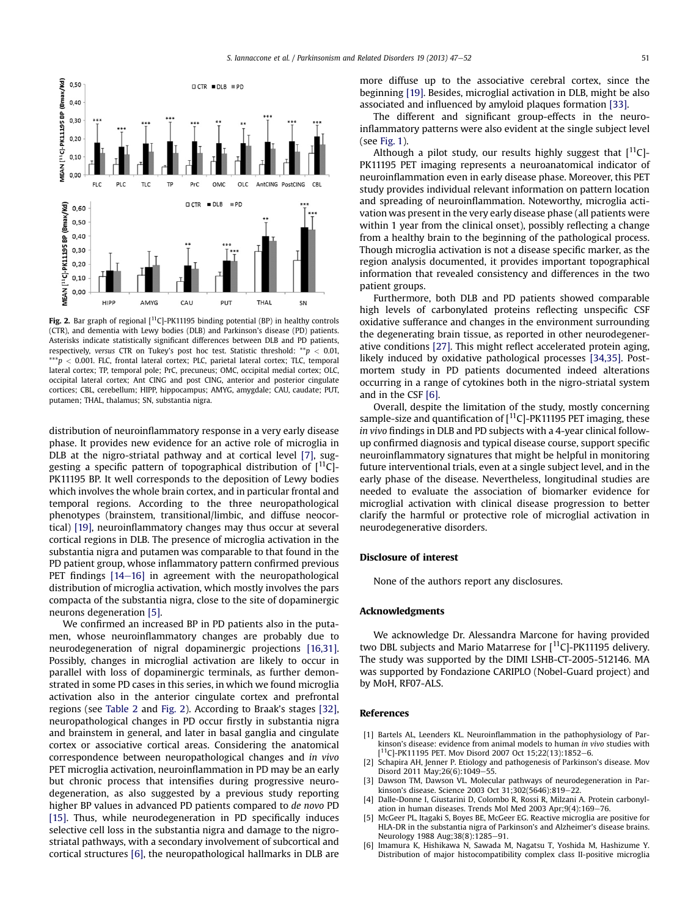Fig. 2. Bar graph of regional [$^{11}$C]-PK11195 binding potential (BP) in healthy controls (CTR), and dementia with Lewy bodies (DLB) and Parkinson's disease (PD) patients. Asterisks indicate statistically significant differences between DLB and PD patients, respectively, *versus* CTR on Tukey's post hoc test. Statistic threshold: $^{**}p < 0.01$, $^{***}p < 0.001$. FLC, frontal lateral cortex; PLC, parietal lateral cortex; TLC, temporal lateral cortex; TP, temporal pole; PrC, precuneus; OMC, occipital medial cortex; OLC, occipital lateral cortex; Ant CING and post CING, anterior and posterior cingulate cortices; CBL, cerebellum; HIPP, hippocampus; AMYG, amygdale; CAU, caudate; PUT, putamen; THAL, thalamus; SN, substantia nigra.

distribution of neuroinflammatory response in a very early disease phase. It provides new evidence for an active role of microglia in DLB at the nigro-striatal pathway and at cortical level [7], suggesting a specific pattern of topographical distribution of [$^{11}$C]-PK11195 BP. It well corresponds to the deposition of Lewy bodies which involves the whole brain cortex, and in particular frontal and temporal regions. According to the three neuropathological phenotypes (brainstem, transitional/limbic, and diffuse neocortical) [19], neuroinflammatory changes may thus occur at several cortical regions in DLB. The presence of microglia activation in the substantia nigra and putamen was comparable to that found in the PD patient group, whose inflammatory pattern confirmed previous PET findings [14–16] in agreement with the neuropathological distribution of microglia activation, which mostly involves the pars compacta of the substantia nigra, close to the site of dopaminergic neurons degeneration [5].

We confirmed an increased BP in PD patients also in the putamen, whose neuroinflammatory changes are probably due to neurodegeneration of nigral dopaminergic projections [16,31]. Possibly, changes in microglial activation are likely to occur in parallel with loss of dopaminergic terminals, as further demonstrated in some PD cases in this series, in which we found microglia activation also in the anterior cingulate cortex and prefrontal regions (see Table 2 and Fig. 2). According to Braak's stages [32], neuropathological changes in PD occur firstly in substantia nigra and brainstem in general, and later in basal ganglia and cingulate cortex or associative cortical areas. Considering the anatomical correspondence between neuropathological changes and *in vivo* PET microglia activation, neuroinflammation in PD may be an early but chronic process that intensifies during progressive neurodegeneration, as also suggested by a previous study reporting higher BP values in advanced PD patients compared to *de novo* PD [15]. Thus, while neurodegeneration in PD specifically induces selective cell loss in the substantia nigra and damage to the nigrostriatal pathways, with a secondary involvement of subcortical and cortical structures [6], the neuropathological hallmarks in DLB are more diffuse up to the associative cerebral cortex, since the beginning [19]. Besides, microglial activation in DLB, might be also associated and influenced by amyloid plaques formation [33].

The different and significant group-effects in the neuroinflammatory patterns were also evident at the single subject level (see Fig. 1).

Although a pilot study, our results highly suggest that [$^{11}$C]-PK11195 PET imaging represents a neuroanatomical indicator of neuroinflammation even in early disease phase. Moreover, this PET study provides individual relevant information on pattern location and spreading of neuroinflammation. Noteworthy, microglia activation was present in the very early disease phase (all patients were within 1 year from the clinical onset), possibly reflecting a change from a healthy brain to the beginning of the pathological process. Though microglia activation is not a disease specific marker, as the region analysis documented, it provides important topographical information that revealed consistency and differences in the two patient groups.

Furthermore, both DLB and PD patients showed comparable high levels of carbonylated proteins reflecting unspecific CSF oxidative sufferance and changes in the environment surrounding the degenerating brain tissue, as reported in other neurodegenerative conditions [27]. This might reflect accelerated protein aging, likely induced by oxidative pathological processes [34,35]. Postmortem study in PD patients documented indeed alterations occurring in a range of cytokines both in the nigro-striatal system and in the CSF [6].

Overall, despite the limitation of the study, mostly concerning sample-size and quantification of [$^{11}$C]-PK11195 PET imaging, these *in vivo* findings in DLB and PD subjects with a 4-year clinical follow-up confirmed diagnosis and typical disease course, support specific neuroinflammatory signatures that might be helpful in monitoring future interventional trials, even at a single subject level, and in the early phase of the disease. Nevertheless, longitudinal studies are needed to evaluate the association of biomarker evidence for microglial activation with clinical disease progression to better clarify the harmful or protective role of microglial activation in neurodegenerative disorders.

## Disclosure of interest

None of the authors report any disclosures.

## Acknowledgments

We acknowledge Dr. Alessandra Marcone for having provided two DBL subjects and Mario Matarrese for [$^{11}$C]-PK11195 delivery. The study was supported by the DIMI LSHB-CT-2005-512146. MA was supported by Fondazione CARIPLO (Nobel-Guard project) and by MoH, RF07-ALS.

## References

[1] Bartels AL, Leenders KL. Neuroinflammation in the pathophysiology of Parkinson's disease: evidence from animal models to human *in vivo* studies with [$^{11}$C]-PK11195 PET. Mov Disord 2007 Oct 15;22(13):1852–6.

[2] Schapira AH, Jenner P. Etiology and pathogenesis of Parkinson's disease. Mov Disord 2011 May;26(6):1049–55.

[3] Dawson TM, Dawson VL. Molecular pathways of neurodegeneration in Parkinson's disease. Science 2003 Oct 31;302(5646):819–22.

[4] Dalle-Donne I, Giustarini D, Colombo R, Rossi R, Milzani A. Protein carbonylation in human diseases. Trends Mol Med 2003 Apr;9(4):169–76.

[5] McGeer PL, Itagaki S, Boyes BE, McGeer EG. Reactive microglia are positive for HLA-DR in the substantia nigra of Parkinson's and Alzheimer's disease brains. Neurology 1988 Aug;38(8):1285–91.

[6] Imamura K, Hishikawa N, Sawada M, Nagatsu T, Yoshida M, Hashizume Y. Distribution of major histocompatibility complex class II-positive microglia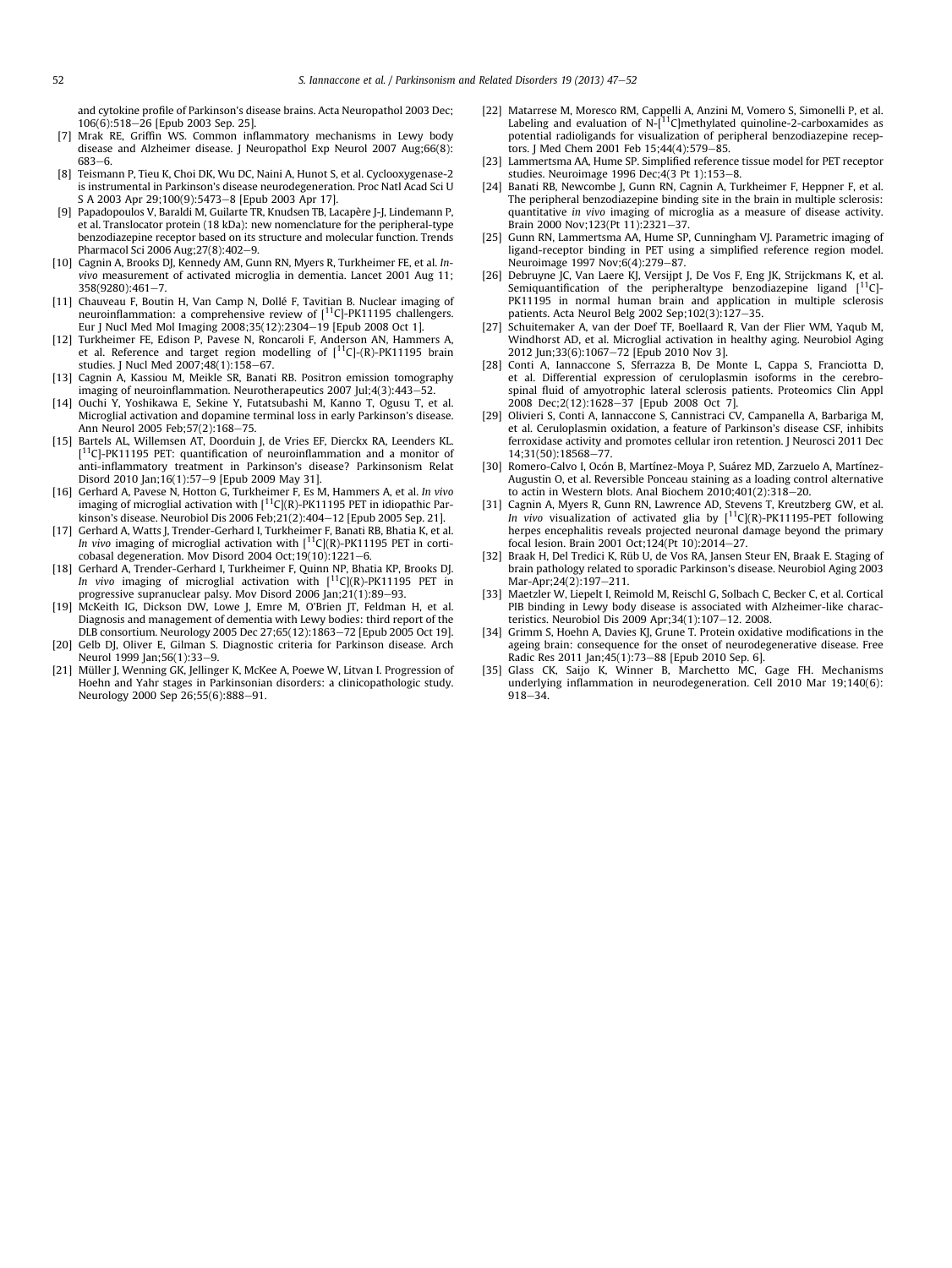and cytokine profile of Parkinson's disease brains. Acta Neuropathol 2003 Dec; 106(6):518–26 [Epub 2003 Sep. 25].

[7] Mrak RE, Griffin WS. Common inflammatory mechanisms in Lewy body disease and Alzheimer disease. J Neuropathol Exp Neurol 2007 Aug;66(8): 683–6.

[8] Teismann P, Tieu K, Choi DK, Wu DC, Naini A, Hunot S, et al. Cyclooxygenase-2 is instrumental in Parkinson's disease neurodegeneration. Proc Natl Acad Sci U S A 2003 Apr 29;100(9):5473–8 [Epub 2003 Apr 17].

[9] Papadopoulos V, Baraldi M, Guilarte TR, Knudsen TB, Lacapère J-J, Lindemann P, et al. Translocator protein (18 kDa): new nomenclature for the peripheral-type benzodiazepine receptor based on its structure and molecular function. Trends Pharmacol Sci 2006 Aug;27(8):402–9.

[10] Cagnin A, Brooks DJ, Kennedy AM, Gunn RN, Myers R, Turkheimer FE, et al. *In-vivo* measurement of activated microglia in dementia. Lancet 2001 Aug 11; 358(9280):461–7.

[11] Chauveau F, Boutin H, Van Camp N, Dollé F, Tavitian B. Nuclear imaging of neuroinflammation: a comprehensive review of [$^{11}$C]-PK11195 challengers. Eur J Nucl Med Mol Imaging 2008;35(12):2304–19 [Epub 2008 Oct 1].

[12] Turkheimer FE, Edison P, Pavese N, Roncaroli F, Anderson AN, Hammers A, et al. Reference and target region modelling of [$^{11}$C]-(R)-PK11195 brain studies. J Nucl Med 2007;48(1):158–67.

[13] Cagnin A, Kassiou M, Meikle SR, Banati RB. Positron emission tomography imaging of neuroinflammation. Neurotherapeutics 2007 Jul;4(3):443–52.

[14] Ouchi Y, Yoshikawa E, Sekine Y, Futatsubashi M, Kanno T, Ogusu T, et al. Microglial activation and dopamine terminal loss in early Parkinson's disease. Ann Neurol 2005 Feb;57(2):168–75.

[15] Bartels AL, Willemsen AT, Doorduin J, de Vries EF, Dierckx RA, Leenders KL. [$^{11}$C]-PK11195 PET: quantification of neuroinflammation and a monitor of anti-inflammatory treatment in Parkinson's disease? Parkinsonism Relat Disord 2010 Jan;16(1):57–9 [Epub 2009 May 31].

[16] Gerhard A, Pavese N, Hotton G, Turkheimer F, Es M, Hammers A, et al. *In vivo* imaging of microglial activation with [$^{11}$C](R)-PK11195 PET in idiopathic Parkinson's disease. Neurobiol Dis 2006 Feb;21(2):404–12 [Epub 2005 Sep. 21].

[17] Gerhard A, Watts J, Trender-Gerhard I, Turkheimer F, Banati RB, Bhatia K, et al. *In vivo* imaging of microglial activation with [$^{11}$C](R)-PK11195 PET in corticobasal degeneration. Mov Disord 2004 Oct;19(10):1221–6.

[18] Gerhard A, Trender-Gerhard I, Turkheimer F, Quinn NP, Bhatia KP, Brooks DJ. *In vivo* imaging of microglial activation with [$^{11}$C](R)-PK11195 PET in progressive supranuclear palsy. Mov Disord 2006 Jan;21(1):89–93.

[19] McKeith IG, Dickson DW, Lowe J, Emre M, O'Brien JT, Feldman H, et al. Diagnosis and management of dementia with Lewy bodies: third report of the DLB consortium. Neurology 2005 Dec 27;65(12):1863–72 [Epub 2005 Oct 19].

[20] Gelb DJ, Oliver E, Gilman S. Diagnostic criteria for Parkinson disease. Arch Neurol 1999 Jan;56(1):33–9.

[21] Müller J, Wenning GK, Jellinger K, McKee A, Poewe W, Litvan I. Progression of Hoehn and Yahr stages in Parkinsonian disorders: a clinicopathologic study. Neurology 2000 Sep 26;55(6):888–91.

[22] Matarrese M, Moresco RM, Cappelli A, Anzini M, Vomero S, Simonelli P, et al. Labeling and evaluation of N-[$^{11}$C]methylated quinoline-2-carboxamides as potential radioligands for visualization of peripheral benzodiazepine receptors. J Med Chem 2001 Feb 15;44(4):579–85.

[23] Lammertsma AA, Hume SP. Simplified reference tissue model for PET receptor studies. Neuroimage 1996 Dec;4(3 Pt 1):153–8.

[24] Banati RB, Newcombe J, Gunn RN, Cagnin A, Turkheimer F, Heppner F, et al. The peripheral benzodiazepine binding site in the brain in multiple sclerosis: quantitative *in vivo* imaging of microglia as a measure of disease activity. Brain 2000 Nov;123(Pt 11):2321–37.

[25] Gunn RN, Lammertsma AA, Hume SP, Cunningham VJ. Parametric imaging of ligand-receptor binding in PET using a simplified reference region model. Neuroimage 1997 Nov;6(4):279–87.

[26] Debruyne JC, Van Laere KJ, Versijpt J, De Vos F, Eng JK, Strijckmans K, et al. Semiquantification of the peripheraltype benzodiazepine ligand [$^{11}$C]-PK11195 in normal human brain and application in multiple sclerosis patients. Acta Neurol Belg 2002 Sep;102(3):127–35.

[27] Schuitemaker A, van der Doef TF, Boellaard R, Van der Flier WM, Yaqub M, Windhorst AD, et al. Microglial activation in healthy aging. Neurobiol Aging 2012 Jun;33(6):1067–72 [Epub 2010 Nov 3].

[28] Conti A, Iannaccone S, Sferrazza B, De Monte L, Cappa S, Franciotta D, et al. Differential expression of ceruloplasmin isoforms in the cerebrospinal fluid of amyotrophic lateral sclerosis patients. Proteomics Clin Appl 2008 Dec;2(12):1628–37 [Epub 2008 Oct 7].

[29] Olivieri S, Conti A, Iannaccone S, Cannistraci CV, Campanella A, Barbariga M, et al. Ceruloplasmin oxidation, a feature of Parkinson's disease CSF, inhibits ferroxidase activity and promotes cellular iron retention. J Neurosci 2011 Dec 14;31(50):18568–77.

[30] Romero-Calvo I, Ocón B, Martínez-Moya P, Suárez MD, Zarzuelo A, Martínez-Augustin O, et al. Reversible Ponceau staining as a loading control alternative to actin in Western blots. Anal Biochem 2010;401(2):318–20.

[31] Cagnin A, Myers R, Gunn RN, Lawrence AD, Stevens T, Kreutzberg GW, et al. *In vivo* visualization of activated glia by [$^{11}$C](R)-PK11195-PET following herpes encephalitis reveals projected neuronal damage beyond the primary focal lesion. Brain 2001 Oct;124(Pt 10):2014–27.

[32] Braak H, Del Tredici K, Rüb U, de Vos RA, Jansen Steur EN, Braak E. Staging of brain pathology related to sporadic Parkinson's disease. Neurobiol Aging 2003 Mar-Apr;24(2):197–211.

[33] Maetzler W, Liepelt I, Reimold M, Reischl G, Solbach C, Becker C, et al. Cortical PIB binding in Lewy body disease is associated with Alzheimer-like characteristics. Neurobiol Dis 2009 Apr;34(1):107–12. 2008.

[34] Grimm S, Hoehn A, Davies KJ, Grune T. Protein oxidative modifications in the ageing brain: consequence for the onset of neurodegenerative disease. Free Radic Res 2011 Jan;45(1):73–88 [Epub 2010 Sep. 6].

[35] Glass CK, Saijo K, Winner B, Marchetto MC, Gage FH. Mechanisms underlying inflammation in neurodegeneration. Cell 2010 Mar 19;140(6): 918–34.